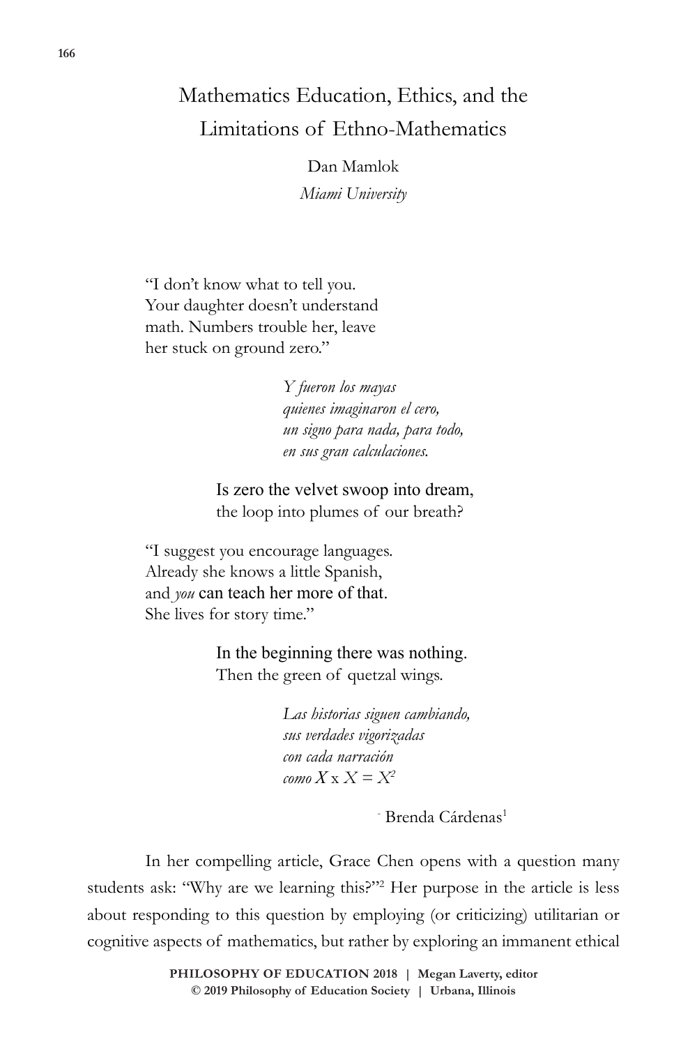# Mathematics Education, Ethics, and the Limitations of Ethno-Mathematics

Dan Mamlok

*Miami University*

"I don't know what to tell you.
Your daughter doesn't understand
math. Numbers trouble her, leave
her stuck on ground zero."

*Y fueron los mayas*
*quienes imaginaron el cero,*
*un signo para nada, para todo,*
*en sus gran calculaciones.*

Is zero the velvet swoop into dream,
the loop into plumes of our breath?

"I suggest you encourage languages.
Already she knows a little Spanish,
and *you* can teach her more of that.
She lives for story time."

In the beginning there was nothing.
Then the green of quetzal wings.

*Las historias siguen cambiando,*
*sus verdades vigorizadas*
*con cada narración*
*como* $X \times X = X^2$

\- Brenda Cárdenas[1]

In her compelling article, Grace Chen opens with a question many students ask: "Why are we learning this?"[2] Her purpose in the article is less about responding to this question by employing (or criticizing) utilitarian or cognitive aspects of mathematics, but rather by exploring an immanent ethical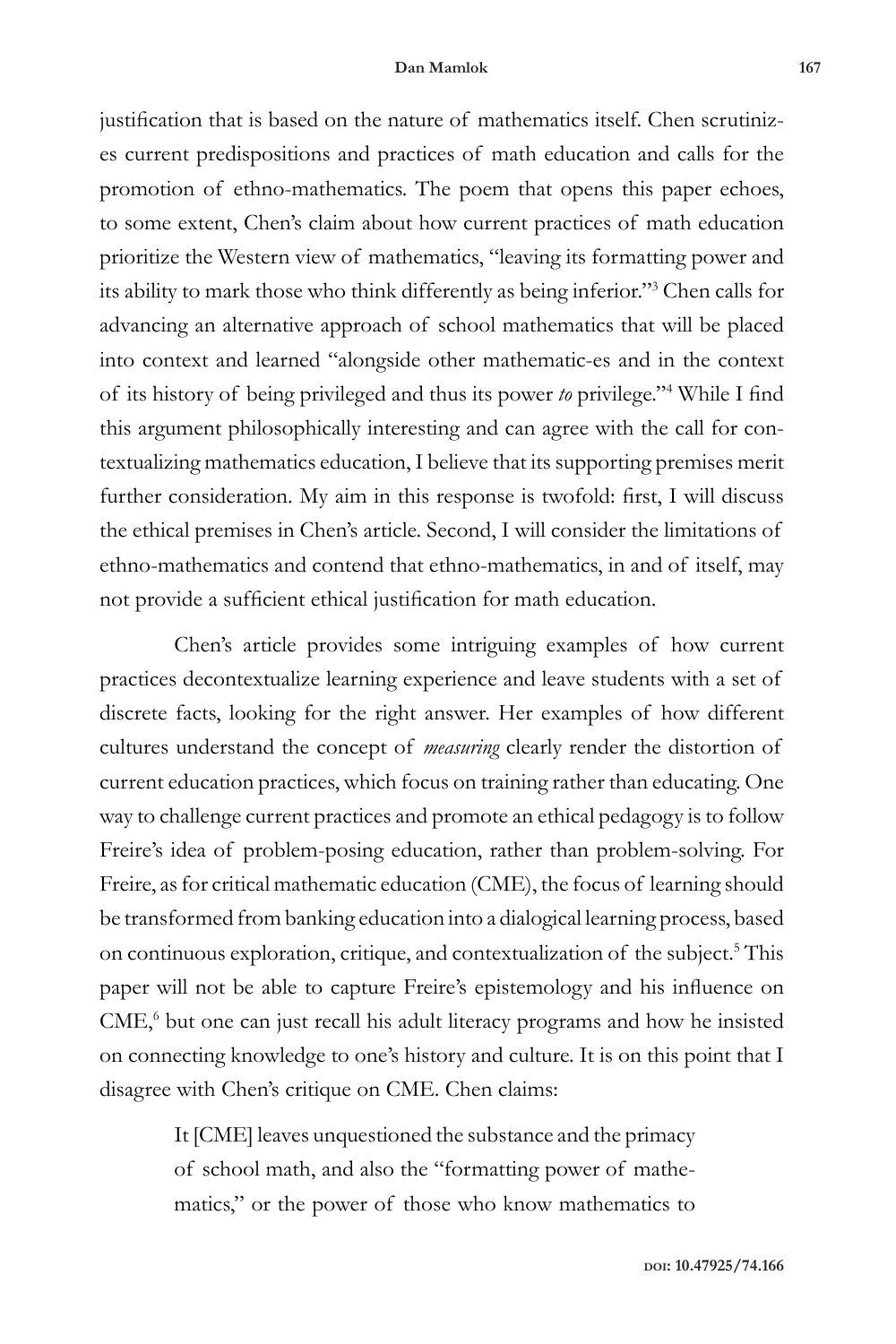justification that is based on the nature of mathematics itself. Chen scrutinizes current predispositions and practices of math education and calls for the promotion of ethno-mathematics. The poem that opens this paper echoes, to some extent, Chen's claim about how current practices of math education prioritize the Western view of mathematics, "leaving its formatting power and its ability to mark those who think differently as being inferior."[3] Chen calls for advancing an alternative approach of school mathematics that will be placed into context and learned "alongside other mathematic-es and in the context of its history of being privileged and thus its power *to* privilege."[4] While I find this argument philosophically interesting and can agree with the call for contextualizing mathematics education, I believe that its supporting premises merit further consideration. My aim in this response is twofold: first, I will discuss the ethical premises in Chen's article. Second, I will consider the limitations of ethno-mathematics and contend that ethno-mathematics, in and of itself, may not provide a sufficient ethical justification for math education.

Chen's article provides some intriguing examples of how current practices decontextualize learning experience and leave students with a set of discrete facts, looking for the right answer. Her examples of how different cultures understand the concept of *measuring* clearly render the distortion of current education practices, which focus on training rather than educating. One way to challenge current practices and promote an ethical pedagogy is to follow Freire's idea of problem-posing education, rather than problem-solving. For Freire, as for critical mathematic education (CME), the focus of learning should be transformed from banking education into a dialogical learning process, based on continuous exploration, critique, and contextualization of the subject.[5] This paper will not be able to capture Freire's epistemology and his influence on CME,[6] but one can just recall his adult literacy programs and how he insisted on connecting knowledge to one's history and culture. It is on this point that I disagree with Chen's critique on CME. Chen claims:

> It [CME] leaves unquestioned the substance and the primacy of school math, and also the "formatting power of mathematics," or the power of those who know mathematics to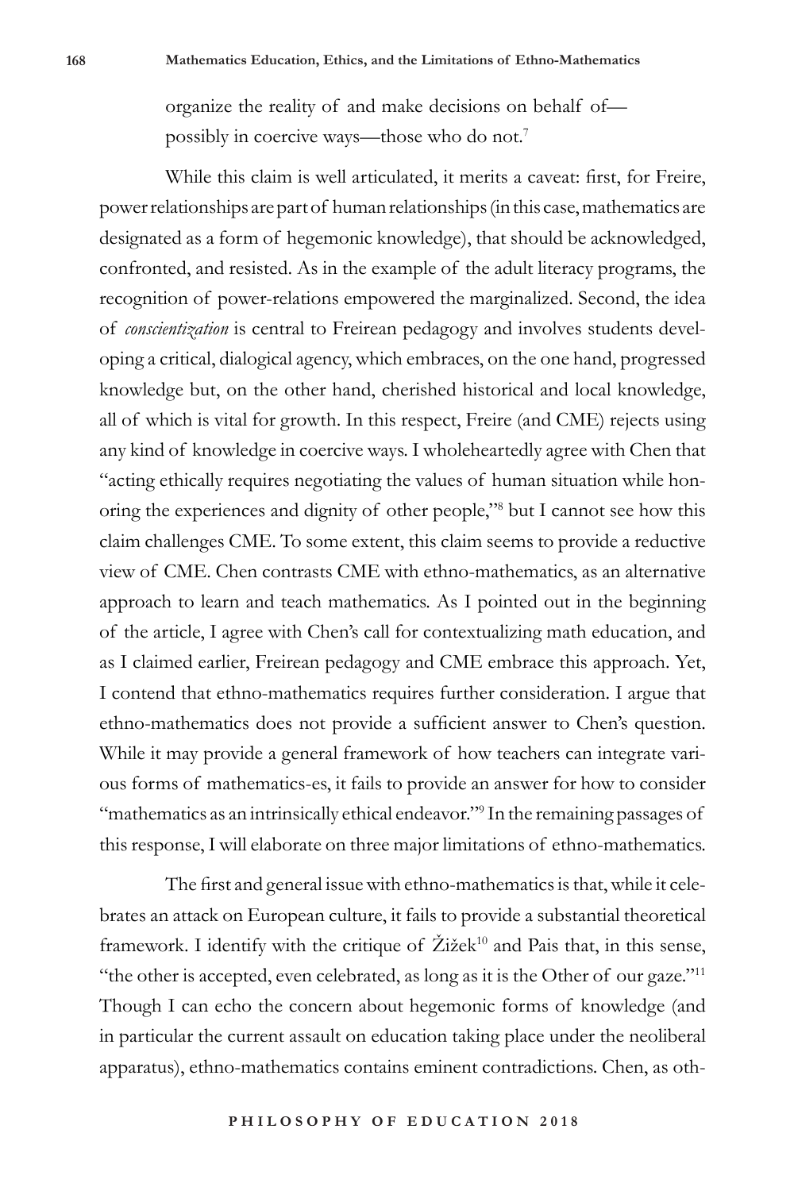organize the reality of and make decisions on behalf of—possibly in coercive ways—those who do not.[7]

While this claim is well articulated, it merits a caveat: first, for Freire, power relationships are part of human relationships (in this case, mathematics are designated as a form of hegemonic knowledge), that should be acknowledged, confronted, and resisted. As in the example of the adult literacy programs, the recognition of power-relations empowered the marginalized. Second, the idea of *conscientization* is central to Freirean pedagogy and involves students developing a critical, dialogical agency, which embraces, on the one hand, progressed knowledge but, on the other hand, cherished historical and local knowledge, all of which is vital for growth. In this respect, Freire (and CME) rejects using any kind of knowledge in coercive ways. I wholeheartedly agree with Chen that "acting ethically requires negotiating the values of human situation while honoring the experiences and dignity of other people,"[8] but I cannot see how this claim challenges CME. To some extent, this claim seems to provide a reductive view of CME. Chen contrasts CME with ethno-mathematics, as an alternative approach to learn and teach mathematics. As I pointed out in the beginning of the article, I agree with Chen's call for contextualizing math education, and as I claimed earlier, Freirean pedagogy and CME embrace this approach. Yet, I contend that ethno-mathematics requires further consideration. I argue that ethno-mathematics does not provide a sufficient answer to Chen's question. While it may provide a general framework of how teachers can integrate various forms of mathematics-es, it fails to provide an answer for how to consider "mathematics as an intrinsically ethical endeavor."[9] In the remaining passages of this response, I will elaborate on three major limitations of ethno-mathematics.

The first and general issue with ethno-mathematics is that, while it celebrates an attack on European culture, it fails to provide a substantial theoretical framework. I identify with the critique of Žižek[10] and Pais that, in this sense, "the other is accepted, even celebrated, as long as it is the Other of our gaze."[11] Though I can echo the concern about hegemonic forms of knowledge (and in particular the current assault on education taking place under the neoliberal apparatus), ethno-mathematics contains eminent contradictions. Chen, as oth-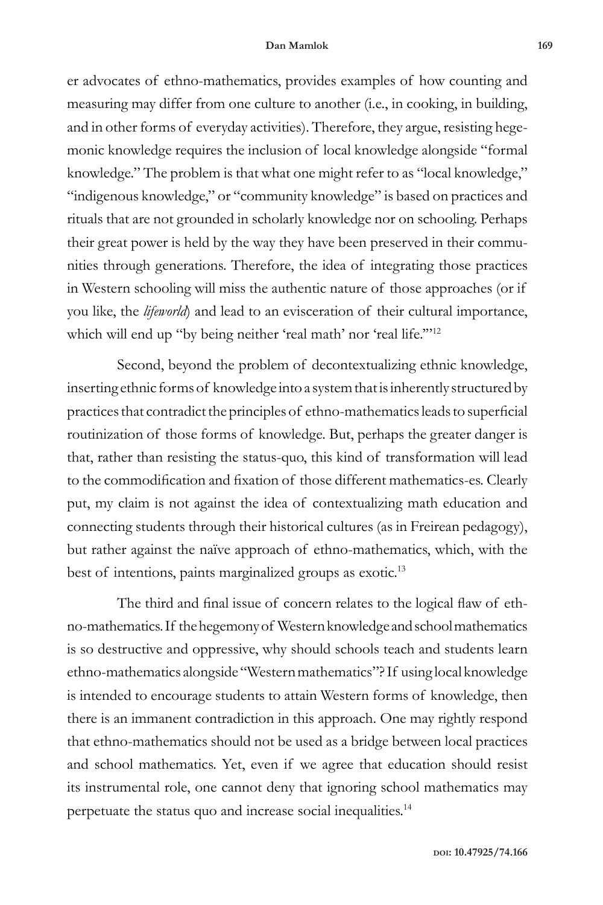er advocates of ethno-mathematics, provides examples of how counting and measuring may differ from one culture to another (i.e., in cooking, in building, and in other forms of everyday activities). Therefore, they argue, resisting hegemonic knowledge requires the inclusion of local knowledge alongside "formal knowledge." The problem is that what one might refer to as "local knowledge," "indigenous knowledge," or "community knowledge" is based on practices and rituals that are not grounded in scholarly knowledge nor on schooling. Perhaps their great power is held by the way they have been preserved in their communities through generations. Therefore, the idea of integrating those practices in Western schooling will miss the authentic nature of those approaches (or if you like, the *lifeworld*) and lead to an evisceration of their cultural importance, which will end up "by being neither 'real math' nor 'real life.'"[12]

Second, beyond the problem of decontextualizing ethnic knowledge, inserting ethnic forms of knowledge into a system that is inherently structured by practices that contradict the principles of ethno-mathematics leads to superficial routinization of those forms of knowledge. But, perhaps the greater danger is that, rather than resisting the status-quo, this kind of transformation will lead to the commodification and fixation of those different mathematics-es. Clearly put, my claim is not against the idea of contextualizing math education and connecting students through their historical cultures (as in Freirean pedagogy), but rather against the naïve approach of ethno-mathematics, which, with the best of intentions, paints marginalized groups as exotic.[13]

The third and final issue of concern relates to the logical flaw of ethno-mathematics. If the hegemony of Western knowledge and school mathematics is so destructive and oppressive, why should schools teach and students learn ethno-mathematics alongside "Western mathematics"? If using local knowledge is intended to encourage students to attain Western forms of knowledge, then there is an immanent contradiction in this approach. One may rightly respond that ethno-mathematics should not be used as a bridge between local practices and school mathematics. Yet, even if we agree that education should resist its instrumental role, one cannot deny that ignoring school mathematics may perpetuate the status quo and increase social inequalities.[14]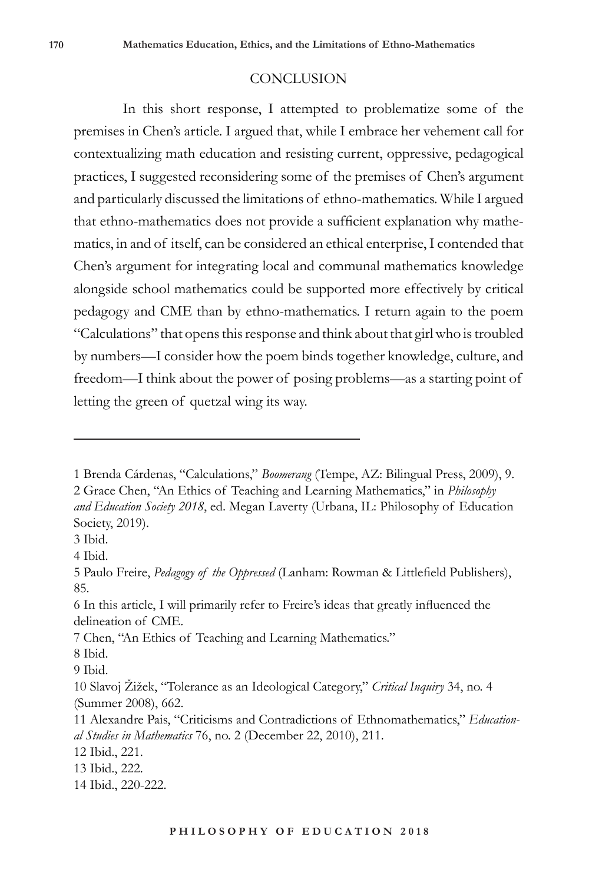## CONCLUSION

In this short response, I attempted to problematize some of the premises in Chen's article. I argued that, while I embrace her vehement call for contextualizing math education and resisting current, oppressive, pedagogical practices, I suggested reconsidering some of the premises of Chen's argument and particularly discussed the limitations of ethno-mathematics. While I argued that ethno-mathematics does not provide a sufficient explanation why mathematics, in and of itself, can be considered an ethical enterprise, I contended that Chen's argument for integrating local and communal mathematics knowledge alongside school mathematics could be supported more effectively by critical pedagogy and CME than by ethno-mathematics. I return again to the poem "Calculations" that opens this response and think about that girl who is troubled by numbers—I consider how the poem binds together knowledge, culture, and freedom—I think about the power of posing problems—as a starting point of letting the green of quetzal wing its way.

---

1 Brenda Cárdenas, "Calculations," *Boomerang* (Tempe, AZ: Bilingual Press, 2009), 9.

2 Grace Chen, "An Ethics of Teaching and Learning Mathematics," in *Philosophy and Education Society 2018*, ed. Megan Laverty (Urbana, IL: Philosophy of Education Society, 2019).

3 Ibid.

4 Ibid.

5 Paulo Freire, *Pedagogy of the Oppressed* (Lanham: Rowman & Littlefield Publishers), 85.

6 In this article, I will primarily refer to Freire's ideas that greatly influenced the delineation of CME.

7 Chen, "An Ethics of Teaching and Learning Mathematics."

8 Ibid.

9 Ibid.

10 Slavoj Žižek, "Tolerance as an Ideological Category," *Critical Inquiry* 34, no. 4 (Summer 2008), 662.

11 Alexandre Pais, "Criticisms and Contradictions of Ethnomathematics," *Educational Studies in Mathematics* 76, no. 2 (December 22, 2010), 211.

12 Ibid., 221.

13 Ibid., 222.

14 Ibid., 220-222.